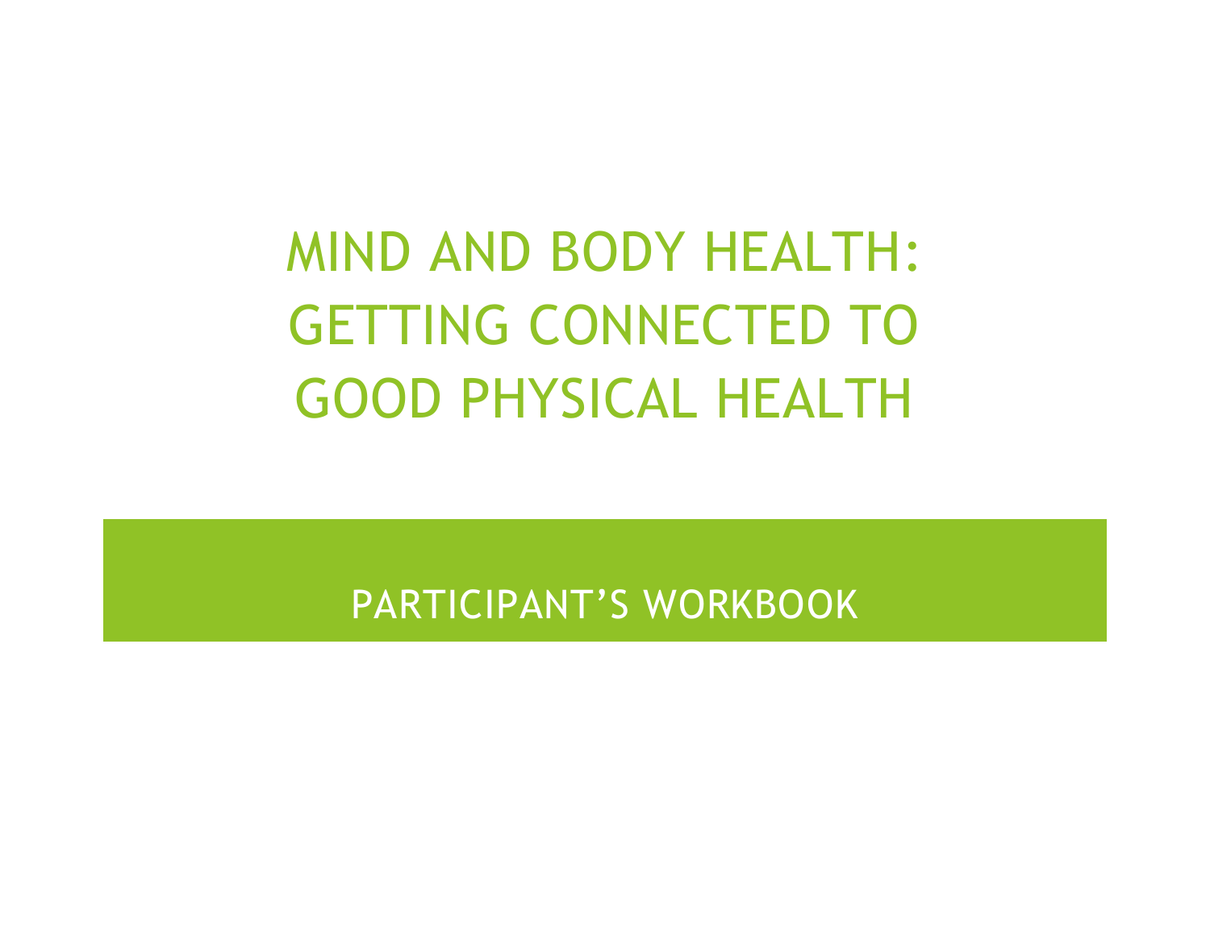# MIND AND BODY HEALTH: GETTING CONNECTED TO GOOD PHYSICAL HEALTH

PARTICIPANT’S WORKBOOK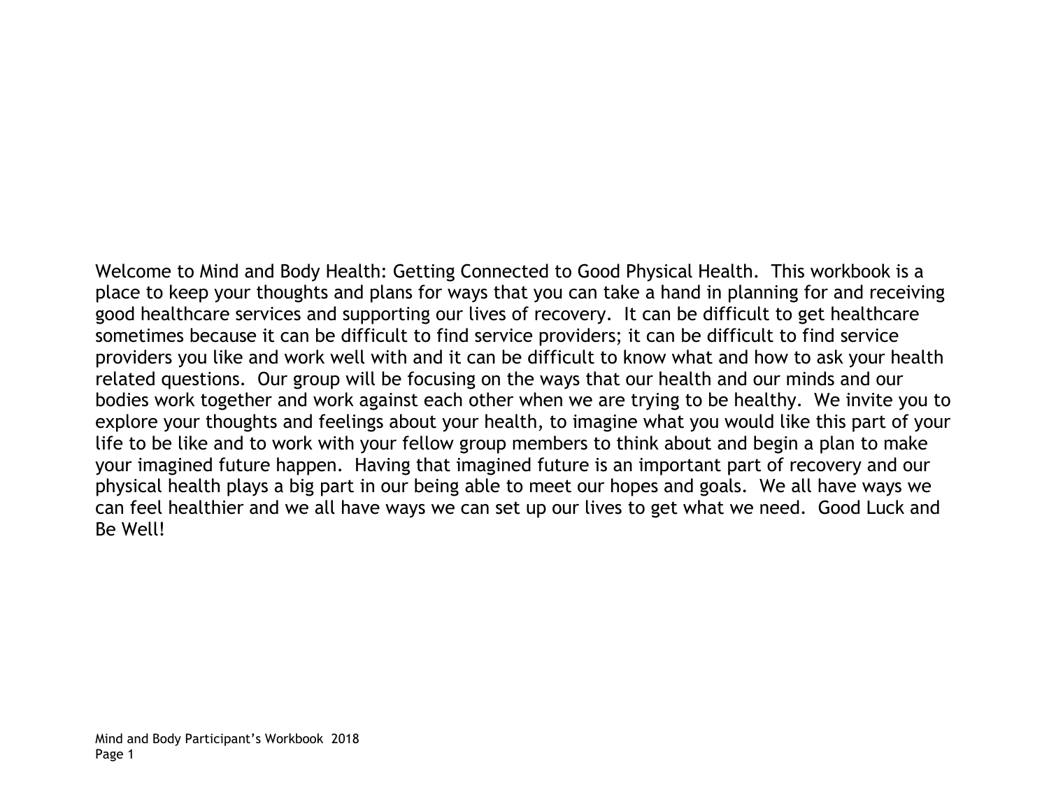Welcome to Mind and Body Health: Getting Connected to Good Physical Health. This workbook is a place to keep your thoughts and plans for ways that you can take a hand in planning for and receiving good healthcare services and supporting our lives of recovery. It can be difficult to get healthcare sometimes because it can be difficult to find service providers; it can be difficult to find service providers you like and work well with and it can be difficult to know what and how to ask your health related questions. Our group will be focusing on the ways that our health and our minds and our bodies work together and work against each other when we are trying to be healthy. We invite you to explore your thoughts and feelings about your health, to imagine what you would like this part of your life to be like and to work with your fellow group members to think about and begin a plan to make your imagined future happen. Having that imagined future is an important part of recovery and our physical health plays a big part in our being able to meet our hopes and goals. We all have ways we can feel healthier and we all have ways we can set up our lives to get what we need. Good Luck and Be Well!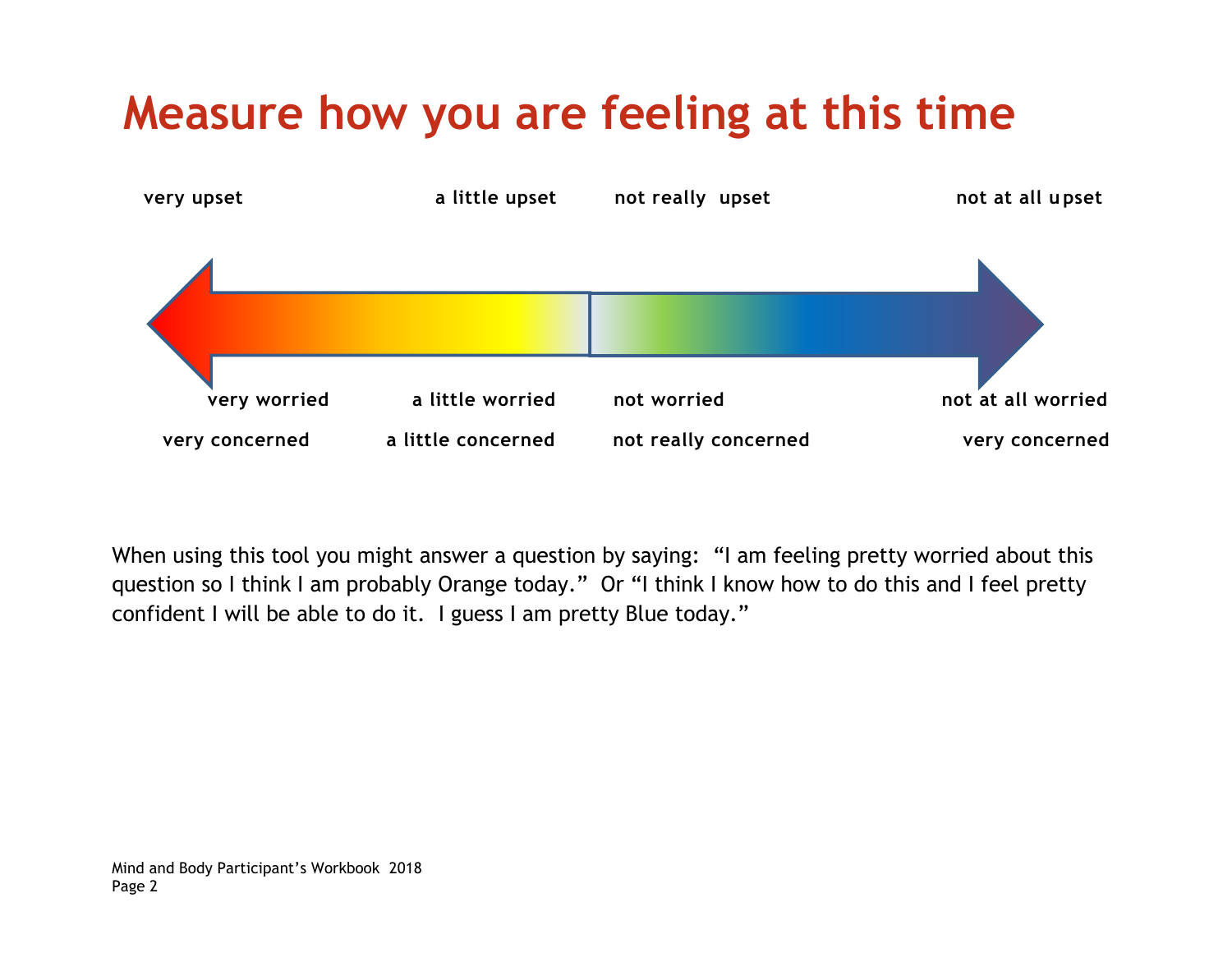# Measure how you are feeling at this time

| very upset | a little upset | not really upset | not at all upset |
| --- | --- | --- | --- |
| very worried | a little worried | not worried | not at all worried |
| very concerned | a little concerned | not really concerned | very concerned |

When using this tool you might answer a question by saying: "I am feeling pretty worried about this question so I think I am probably Orange today." Or "I think I know how to do this and I feel pretty confident I will be able to do it. I guess I am pretty Blue today."

Mind and Body Participant's Workbook 2018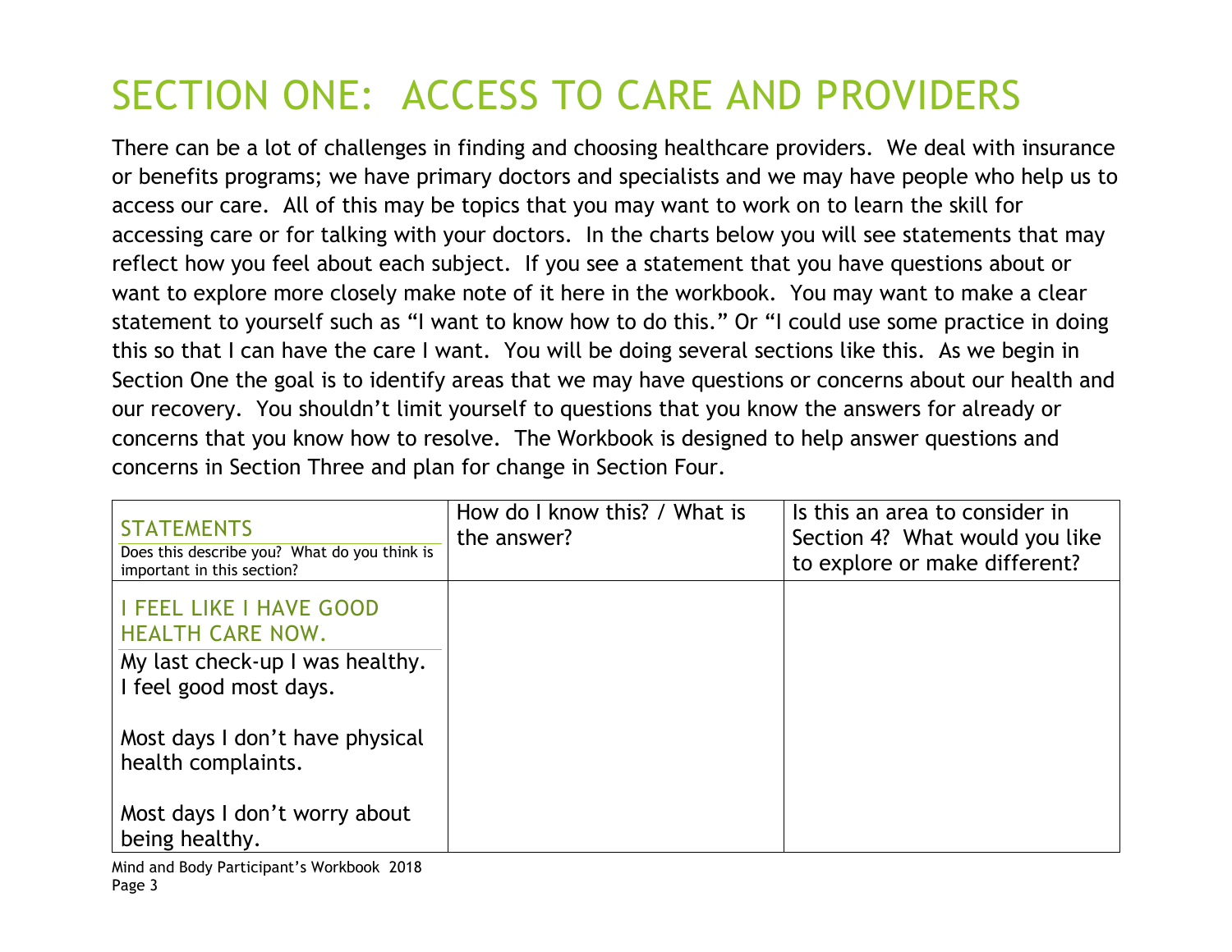# SECTION ONE: ACCESS TO CARE AND PROVIDERS

There can be a lot of challenges in finding and choosing healthcare providers. We deal with insurance or benefits programs; we have primary doctors and specialists and we may have people who help us to access our care. All of this may be topics that you may want to work on to learn the skill for accessing care or for talking with your doctors. In the charts below you will see statements that may reflect how you feel about each subject. If you see a statement that you have questions about or want to explore more closely make note of it here in the workbook. You may want to make a clear statement to yourself such as "I want to know how to do this." Or "I could use some practice in doing this so that I can have the care I want. You will be doing several sections like this. As we begin in Section One the goal is to identify areas that we may have questions or concerns about our health and our recovery. You shouldn't limit yourself to questions that you know the answers for already or concerns that you know how to resolve. The Workbook is designed to help answer questions and concerns in Section Three and plan for change in Section Four.

| STATEMENTS<br>Does this describe you? What do you think is important in this section? | How do I know this? / What is the answer? | Is this an area to consider in Section 4? What would you like to explore or make different? |
|---|---|---|
| I FEEL LIKE I HAVE GOOD HEALTH CARE NOW.<br>My last check-up I was healthy. I feel good most days.<br><br>Most days I don't have physical health complaints.<br><br>Most days I don't worry about being healthy. | | |

Mind and Body Participant's Workbook 2018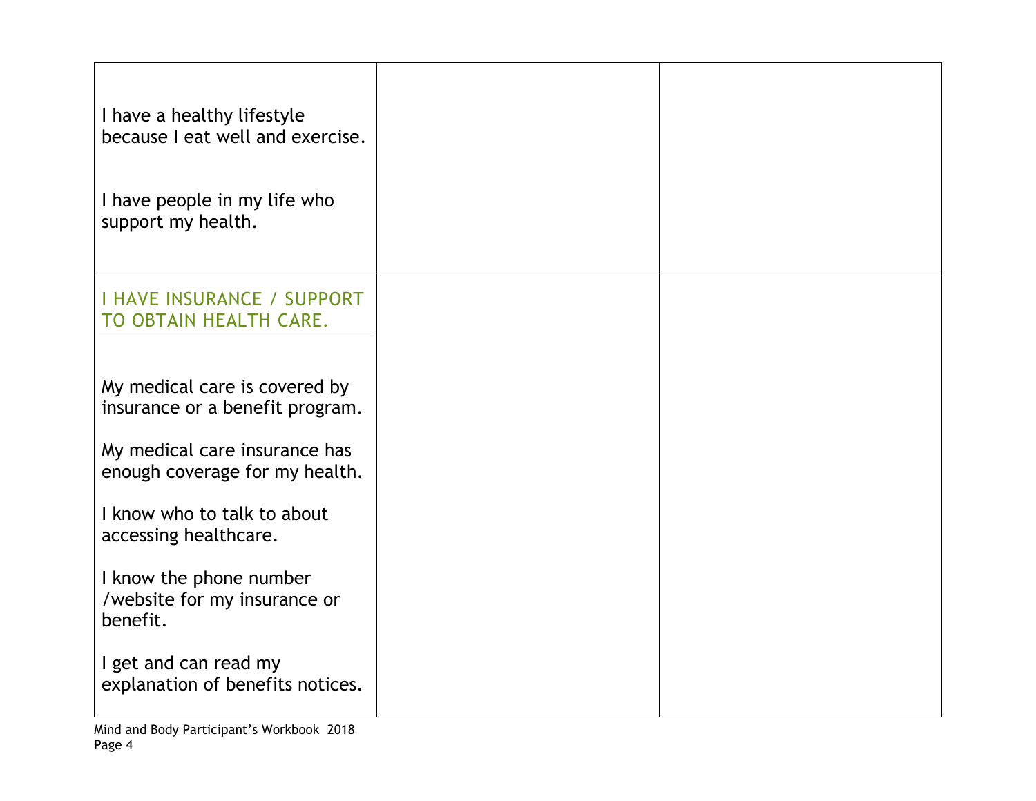| | | |
|---|---|---|
| I have a healthy lifestyle because I eat well and exercise.<br><br>I have people in my life who support my health. | | |
| I HAVE INSURANCE / SUPPORT TO OBTAIN HEALTH CARE.<br><br>My medical care is covered by insurance or a benefit program.<br><br>My medical care insurance has enough coverage for my health.<br><br>I know who to talk to about accessing healthcare.<br><br>I know the phone number /website for my insurance or benefit.<br><br>I get and can read my explanation of benefits notices. | | |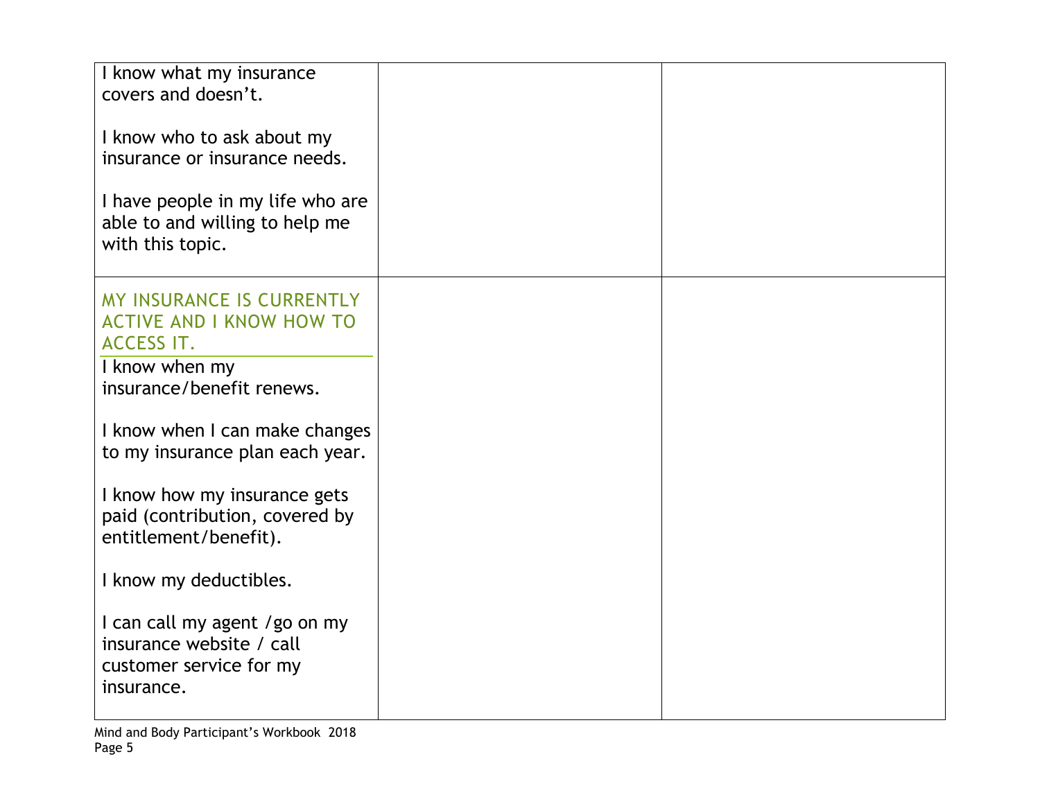| | | |
|---|---|---|
| I know what my insurance covers and doesn't.<br><br>I know who to ask about my insurance or insurance needs.<br><br>I have people in my life who are able to and willing to help me with this topic. | | |
| MY INSURANCE IS CURRENTLY ACTIVE AND I KNOW HOW TO ACCESS IT.<br><br>I know when my insurance/benefit renews.<br><br>I know when I can make changes to my insurance plan each year.<br><br>I know how my insurance gets paid (contribution, covered by entitlement/benefit).<br><br>I know my deductibles.<br><br>I can call my agent /go on my insurance website / call customer service for my insurance. | | |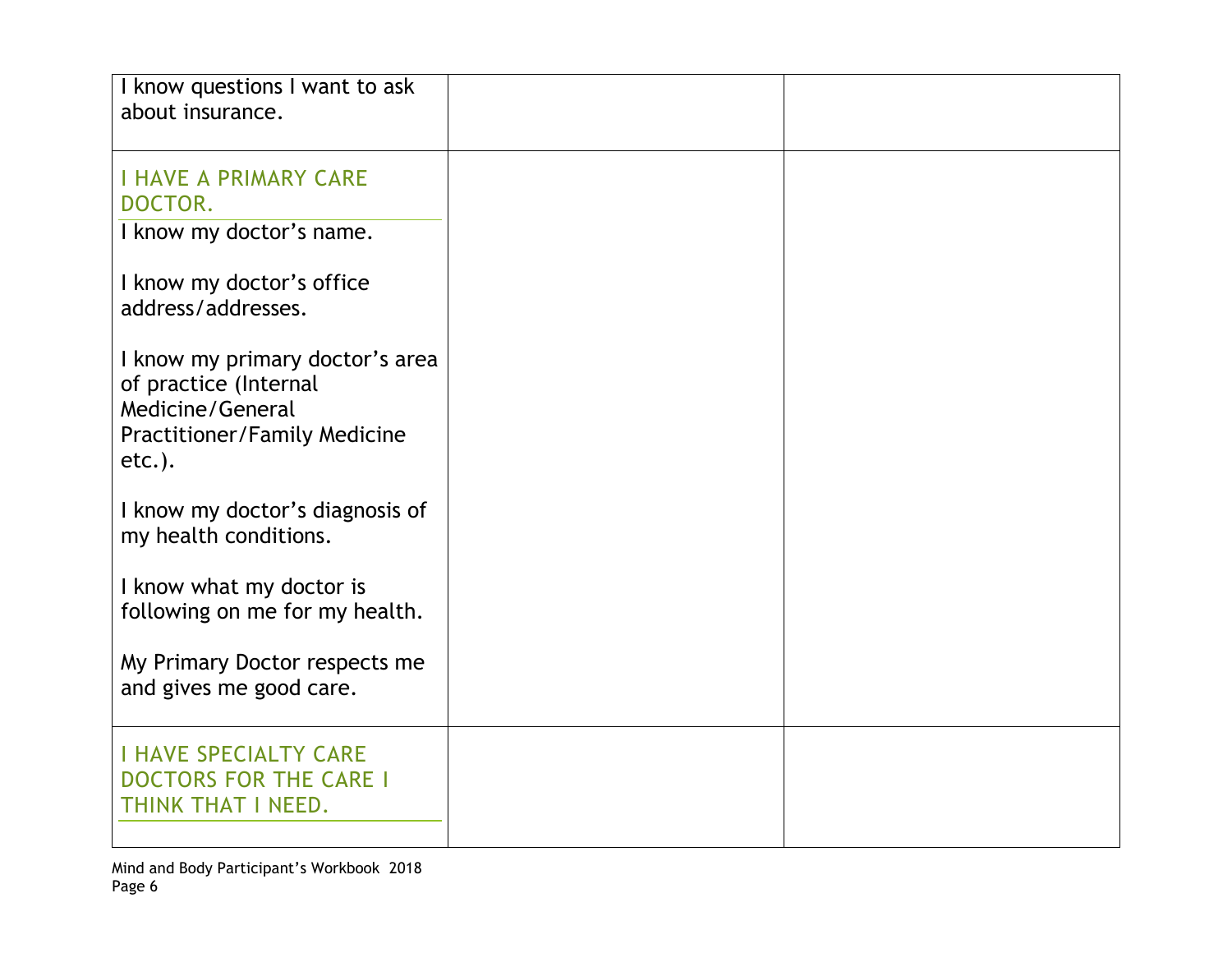| | | |
|---|---|---|
| I know questions I want to ask about insurance. | | |
| I HAVE A PRIMARY CARE DOCTOR.<br>I know my doctor's name.<br><br>I know my doctor's office address/addresses.<br><br>I know my primary doctor's area of practice (Internal Medicine/General Practitioner/Family Medicine etc.).<br><br>I know my doctor's diagnosis of my health conditions.<br><br>I know what my doctor is following on me for my health.<br><br>My Primary Doctor respects me and gives me good care. | | |
| I HAVE SPECIALTY CARE DOCTORS FOR THE CARE I THINK THAT I NEED. | | |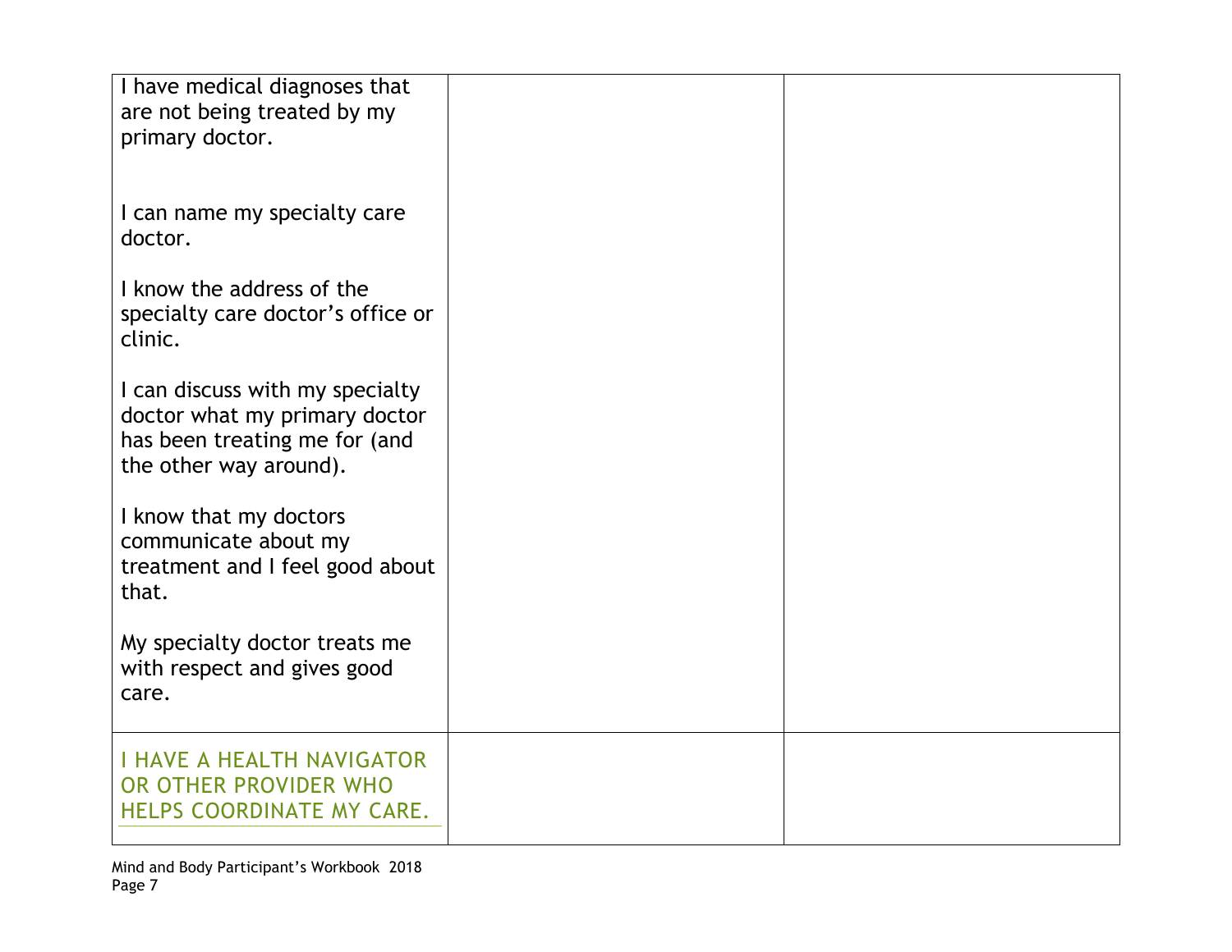| | | |
|---|---|---|
| I have medical diagnoses that are not being treated by my primary doctor.<br><br>I can name my specialty care doctor.<br><br>I know the address of the specialty care doctor's office or clinic.<br><br>I can discuss with my specialty doctor what my primary doctor has been treating me for (and the other way around).<br><br>I know that my doctors communicate about my treatment and I feel good about that.<br><br>My specialty doctor treats me with respect and gives good care. | | |
| I HAVE A HEALTH NAVIGATOR OR OTHER PROVIDER WHO HELPS COORDINATE MY CARE. | | |

Mind and Body Participant's Workbook 2018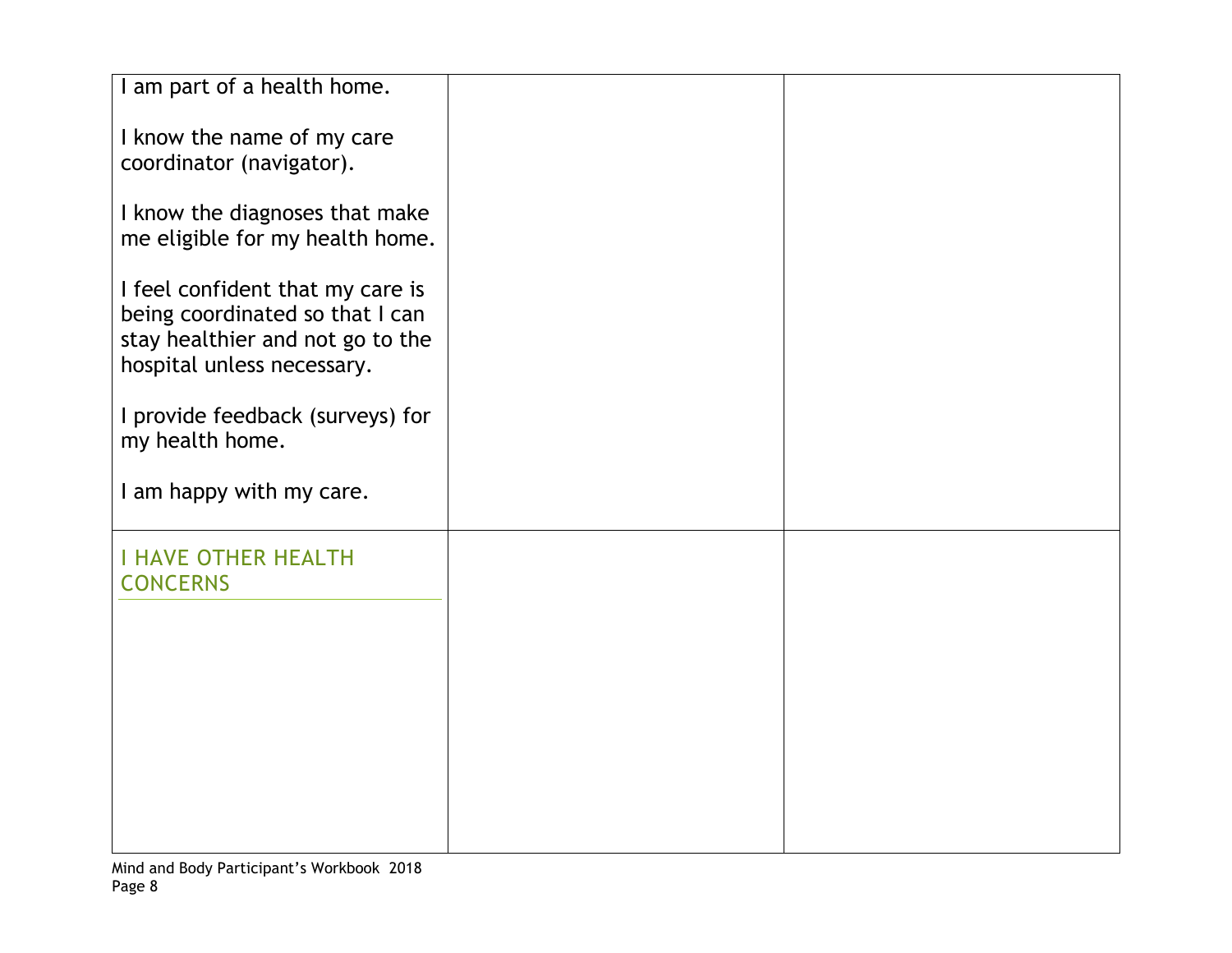| | | |
|---|---|---|
| I am part of a health home.<br><br>I know the name of my care coordinator (navigator).<br><br>I know the diagnoses that make me eligible for my health home.<br><br>I feel confident that my care is being coordinated so that I can stay healthier and not go to the hospital unless necessary.<br><br>I provide feedback (surveys) for my health home.<br><br>I am happy with my care. | | |
| I HAVE OTHER HEALTH CONCERNS | | |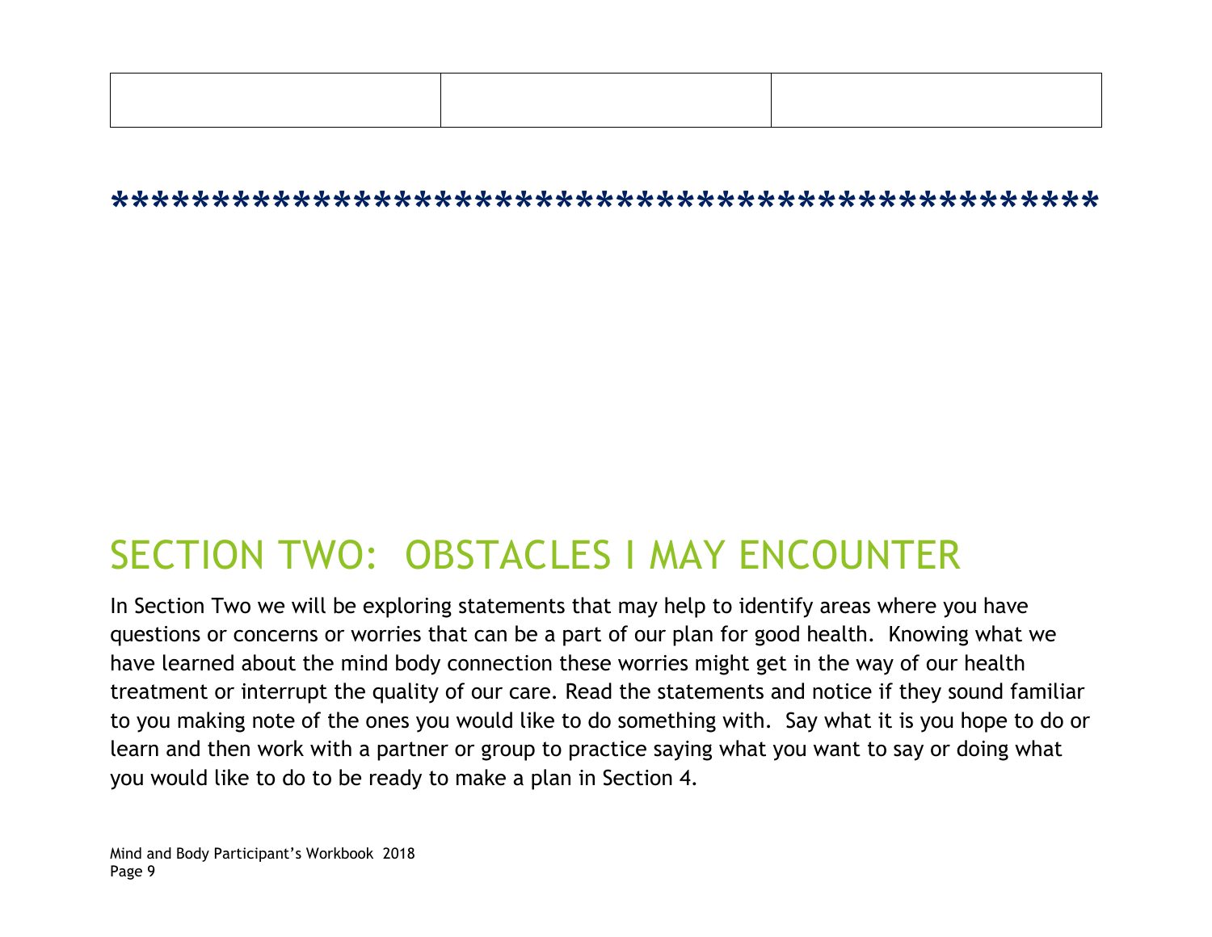| | | |
|---|---|---|
| | | |

*************************************************

## SECTION TWO:  OBSTACLES I MAY ENCOUNTER

In Section Two we will be exploring statements that may help to identify areas where you have questions or concerns or worries that can be a part of our plan for good health.  Knowing what we have learned about the mind body connection these worries might get in the way of our health treatment or interrupt the quality of our care. Read the statements and notice if they sound familiar to you making note of the ones you would like to do something with.  Say what it is you hope to do or learn and then work with a partner or group to practice saying what you want to say or doing what you would like to do to be ready to make a plan in Section 4.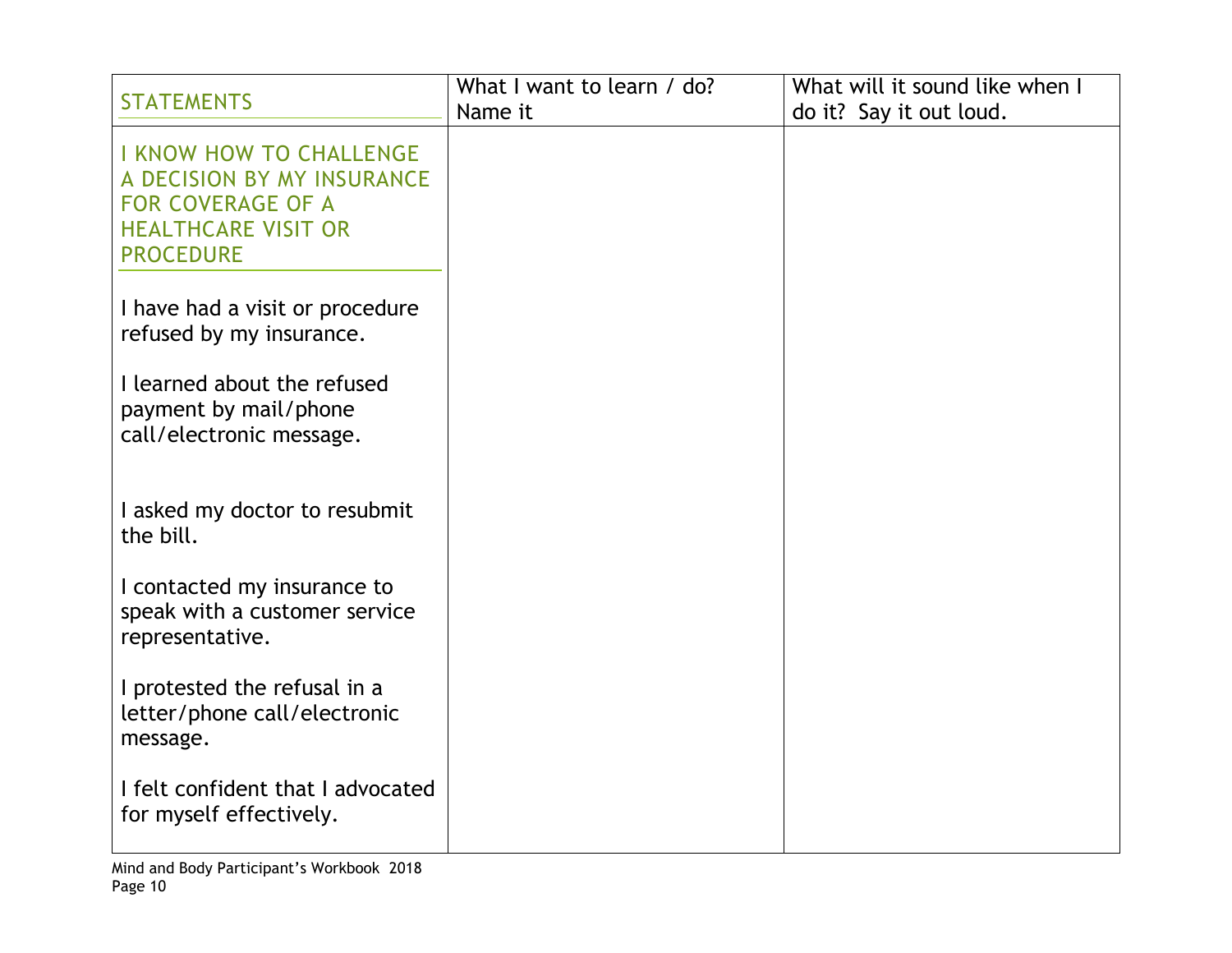| STATEMENTS | What I want to learn / do? Name it | What will it sound like when I do it? Say it out loud. |
|---|---|---|
| I KNOW HOW TO CHALLENGE A DECISION BY MY INSURANCE FOR COVERAGE OF A HEALTHCARE VISIT OR PROCEDURE | | |
| I have had a visit or procedure refused by my insurance. | | |
| I learned about the refused payment by mail/phone call/electronic message. | | |
| I asked my doctor to resubmit the bill. | | |
| I contacted my insurance to speak with a customer service representative. | | |
| I protested the refusal in a letter/phone call/electronic message. | | |
| I felt confident that I advocated for myself effectively. | | |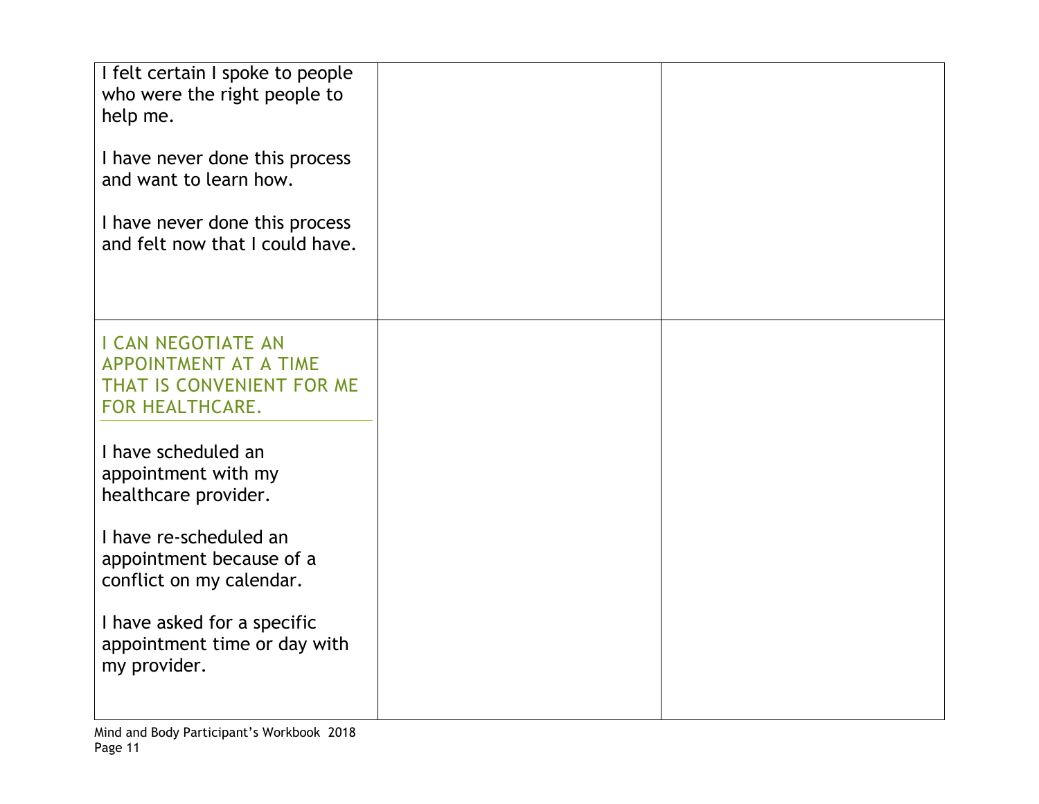| | | |
|---|---|---|
| I felt certain I spoke to people who were the right people to help me.<br><br>I have never done this process and want to learn how.<br><br>I have never done this process and felt now that I could have. | | |
| I CAN NEGOTIATE AN APPOINTMENT AT A TIME THAT IS CONVENIENT FOR ME FOR HEALTHCARE.<br><br>I have scheduled an appointment with my healthcare provider.<br><br>I have re-scheduled an appointment because of a conflict on my calendar.<br><br>I have asked for a specific appointment time or day with my provider. | | |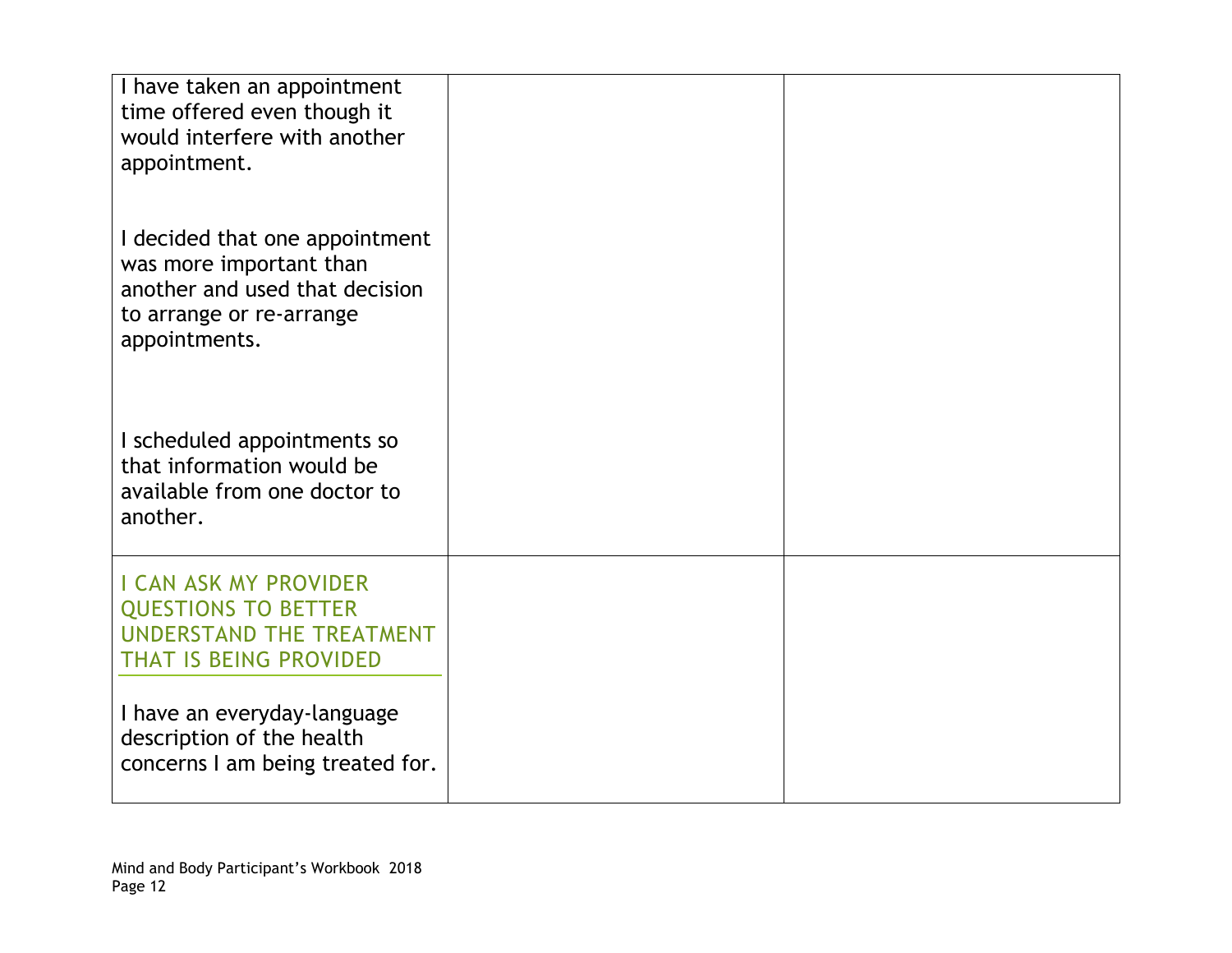| | | |
|---|---|---|
| I have taken an appointment time offered even though it would interfere with another appointment.<br><br>I decided that one appointment was more important than another and used that decision to arrange or re-arrange appointments.<br><br>I scheduled appointments so that information would be available from one doctor to another. | | |
| I CAN ASK MY PROVIDER QUESTIONS TO BETTER UNDERSTAND THE TREATMENT THAT IS BEING PROVIDED<br><br>I have an everyday-language description of the health concerns I am being treated for. | | |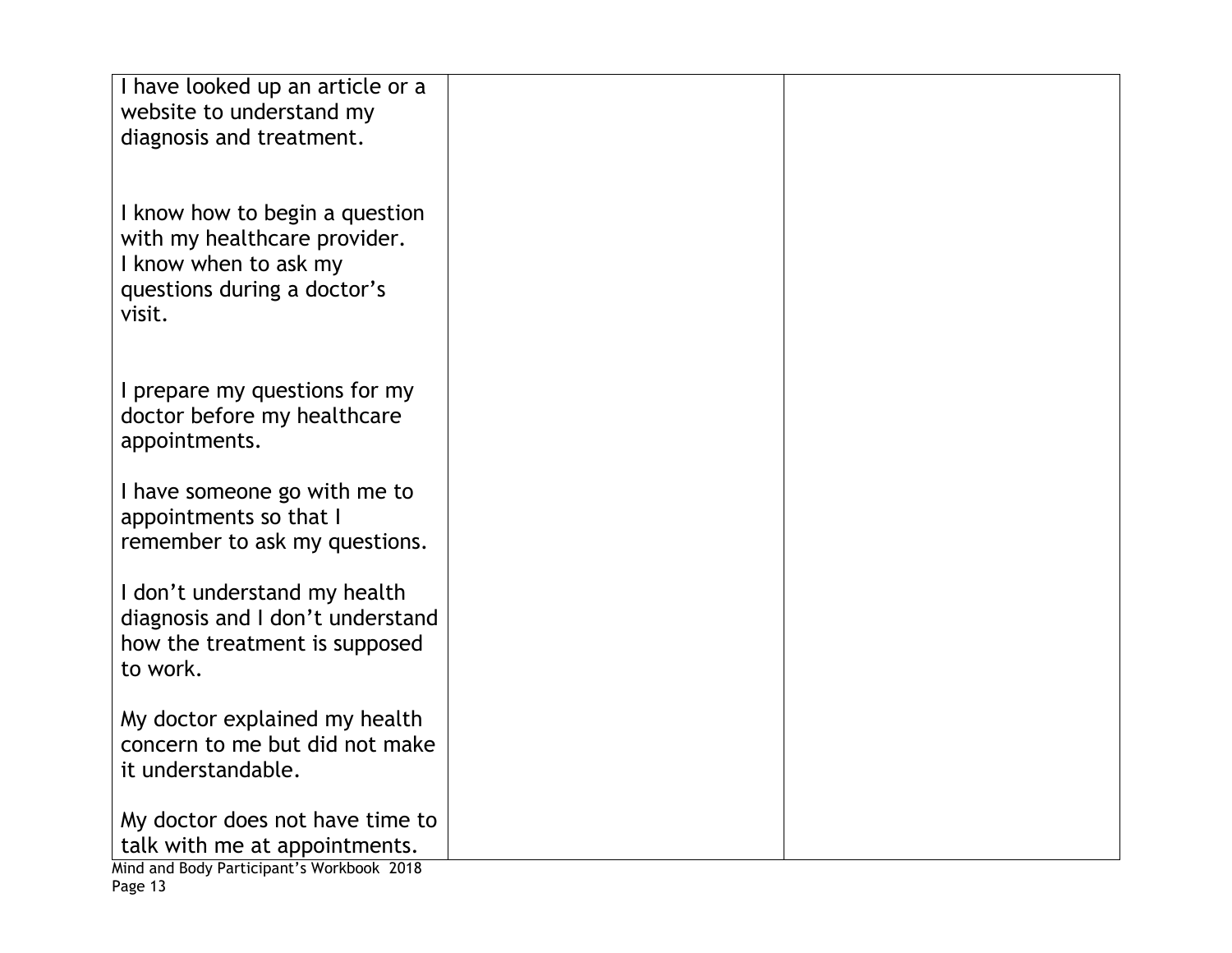| | | |
|---|---|---|
| I have looked up an article or a website to understand my diagnosis and treatment.<br><br>I know how to begin a question with my healthcare provider.<br>I know when to ask my questions during a doctor's visit.<br><br>I prepare my questions for my doctor before my healthcare appointments.<br><br>I have someone go with me to appointments so that I remember to ask my questions.<br><br>I don't understand my health diagnosis and I don't understand how the treatment is supposed to work.<br><br>My doctor explained my health concern to me but did not make it understandable.<br><br>My doctor does not have time to talk with me at appointments. | | |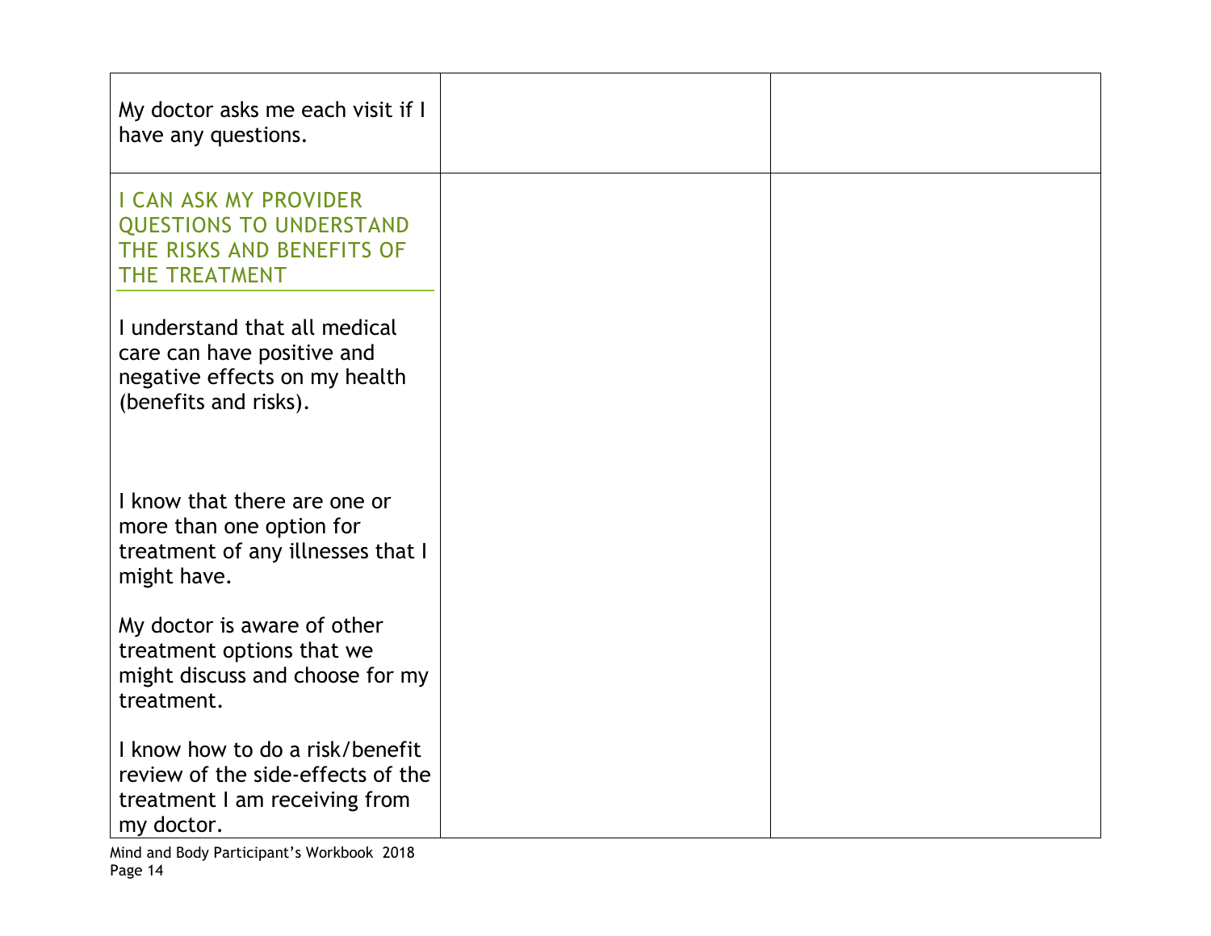| | | |
|---|---|---|
| My doctor asks me each visit if I have any questions. | | |
| **I CAN ASK MY PROVIDER QUESTIONS TO UNDERSTAND THE RISKS AND BENEFITS OF THE TREATMENT**<br><br>I understand that all medical care can have positive and negative effects on my health (benefits and risks).<br><br>I know that there are one or more than one option for treatment of any illnesses that I might have.<br><br>My doctor is aware of other treatment options that we might discuss and choose for my treatment.<br><br>I know how to do a risk/benefit review of the side-effects of the treatment I am receiving from my doctor. | | |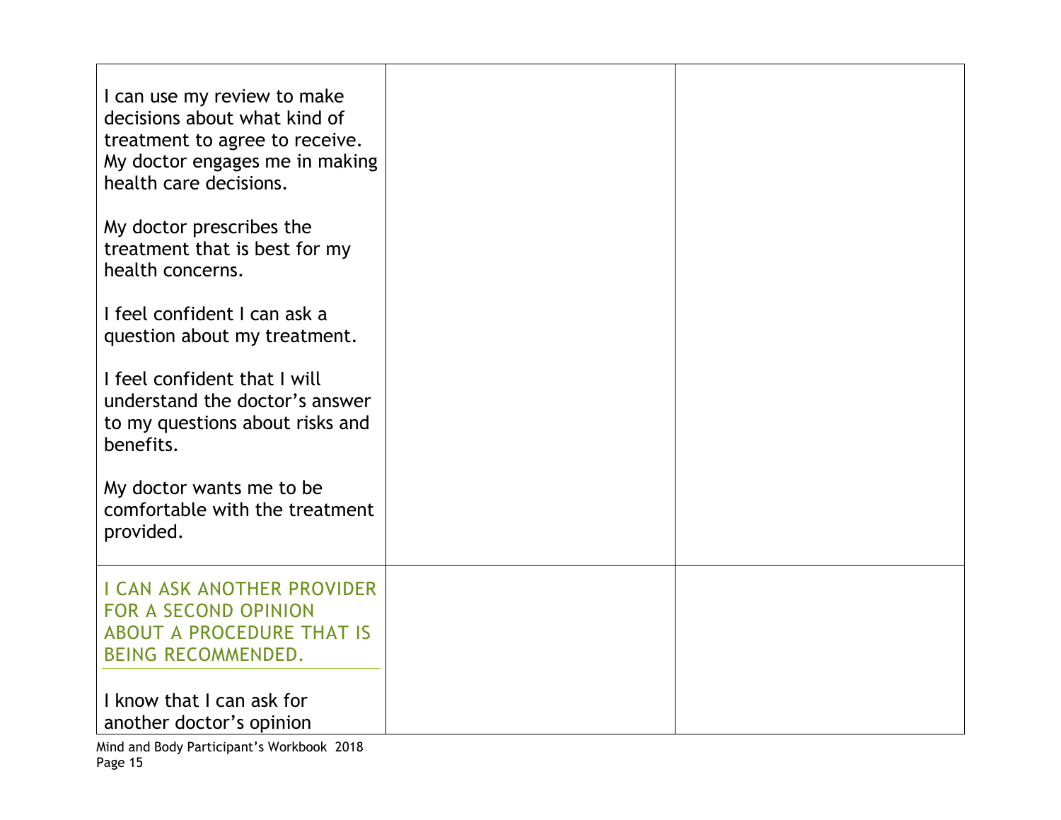| | | |
|---|---|---|
| I can use my review to make decisions about what kind of treatment to agree to receive. My doctor engages me in making health care decisions.<br><br>My doctor prescribes the treatment that is best for my health concerns.<br><br>I feel confident I can ask a question about my treatment.<br><br>I feel confident that I will understand the doctor's answer to my questions about risks and benefits.<br><br>My doctor wants me to be comfortable with the treatment provided. | | |
| I CAN ASK ANOTHER PROVIDER FOR A SECOND OPINION ABOUT A PROCEDURE THAT IS BEING RECOMMENDED.<br><br>I know that I can ask for another doctor's opinion | | |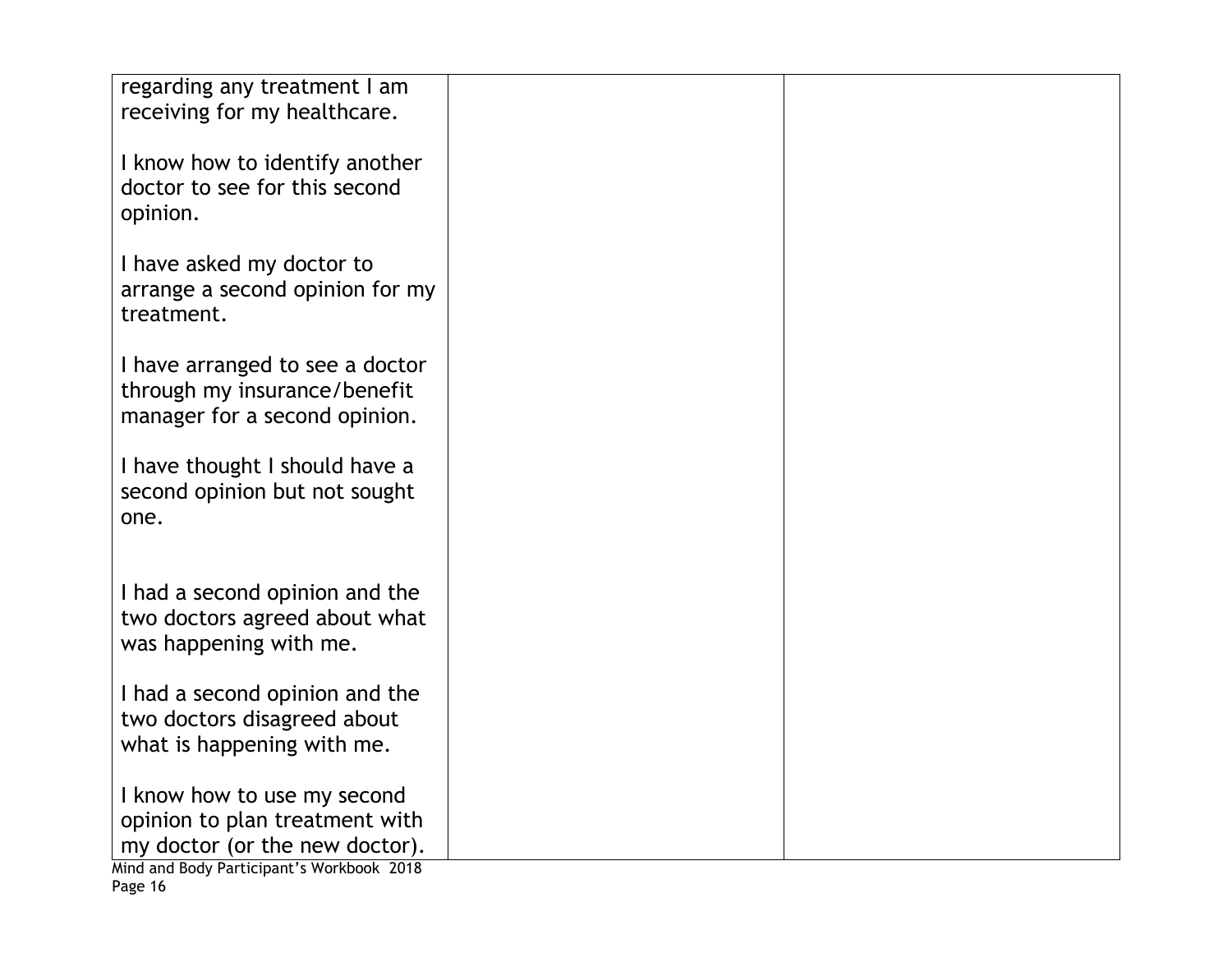| | | |
|---|---|---|
| regarding any treatment I am receiving for my healthcare.<br><br>I know how to identify another doctor to see for this second opinion.<br><br>I have asked my doctor to arrange a second opinion for my treatment.<br><br>I have arranged to see a doctor through my insurance/benefit manager for a second opinion.<br><br>I have thought I should have a second opinion but not sought one.<br><br>I had a second opinion and the two doctors agreed about what was happening with me.<br><br>I had a second opinion and the two doctors disagreed about what is happening with me.<br><br>I know how to use my second opinion to plan treatment with my doctor (or the new doctor). | | |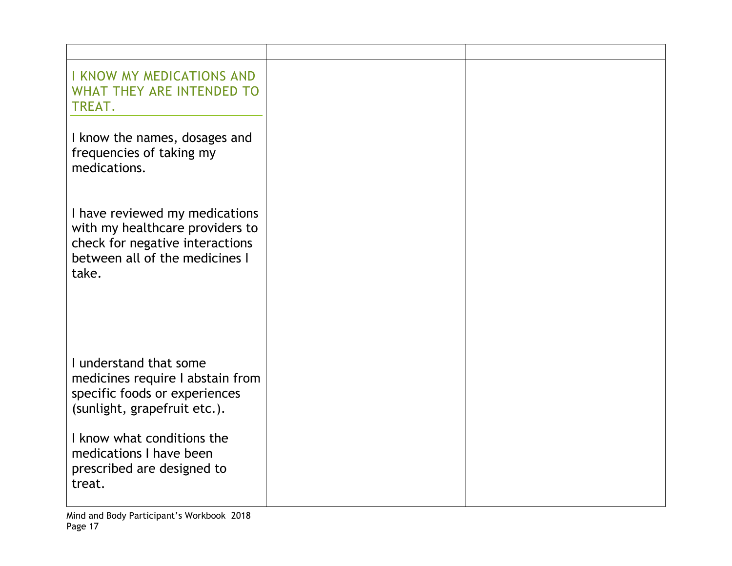| | | |
|---|---|---|
| I KNOW MY MEDICATIONS AND WHAT THEY ARE INTENDED TO TREAT.<br><br>I know the names, dosages and frequencies of taking my medications.<br><br>I have reviewed my medications with my healthcare providers to check for negative interactions between all of the medicines I take.<br><br>I understand that some medicines require I abstain from specific foods or experiences (sunlight, grapefruit etc.).<br><br>I know what conditions the medications I have been prescribed are designed to treat. | | |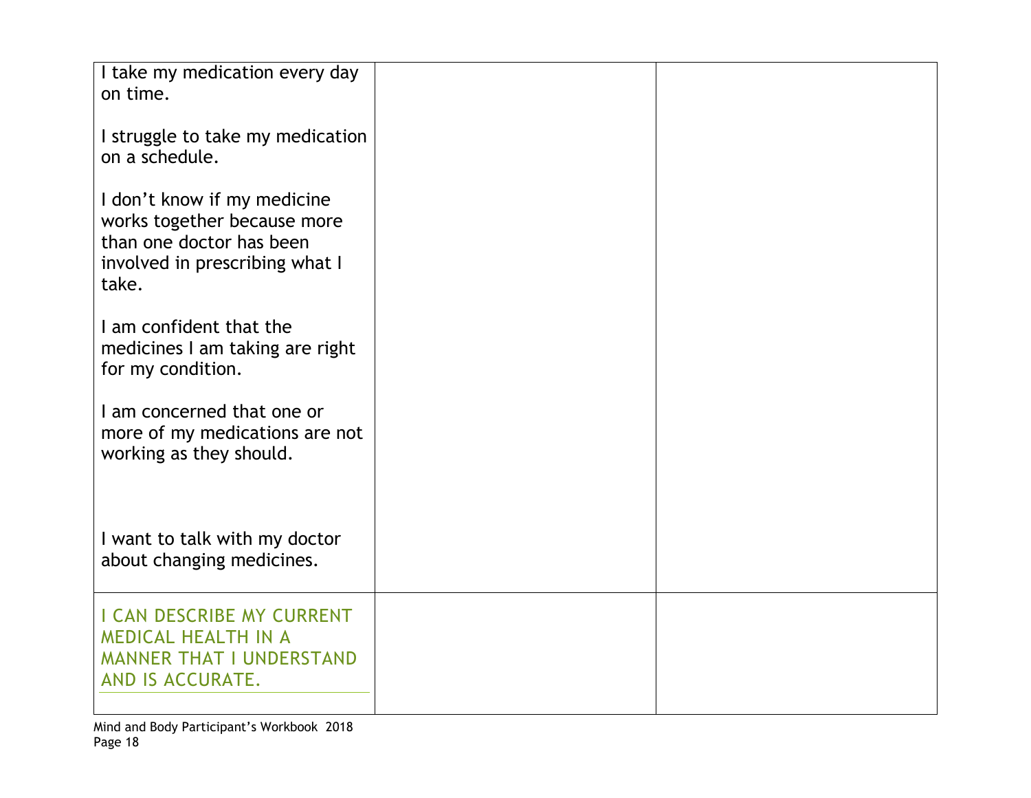| | | |
|---|---|---|
| I take my medication every day on time.<br><br>I struggle to take my medication on a schedule.<br><br>I don't know if my medicine works together because more than one doctor has been involved in prescribing what I take.<br><br>I am confident that the medicines I am taking are right for my condition.<br><br>I am concerned that one or more of my medications are not working as they should.<br><br>I want to talk with my doctor about changing medicines. | | |
| I CAN DESCRIBE MY CURRENT MEDICAL HEALTH IN A MANNER THAT I UNDERSTAND AND IS ACCURATE. | | |

Mind and Body Participant's Workbook 2018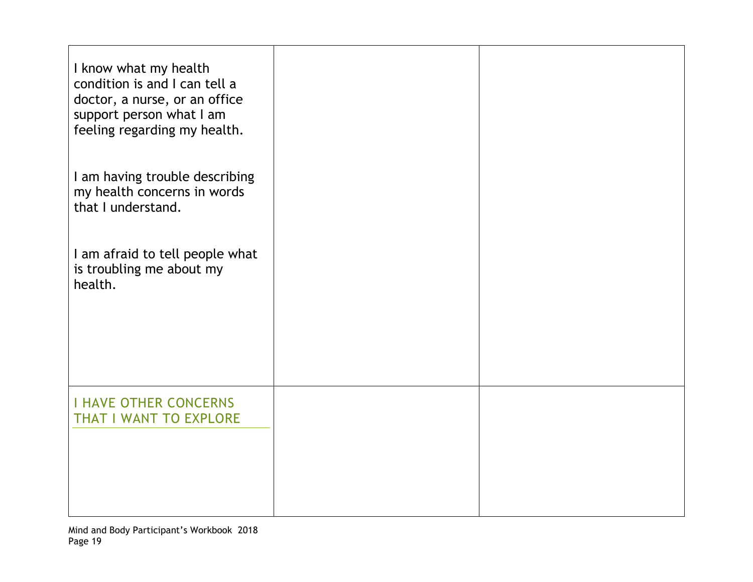| | | |
|---|---|---|
| I know what my health condition is and I can tell a doctor, a nurse, or an office support person what I am feeling regarding my health.<br><br>I am having trouble describing my health concerns in words that I understand.<br><br>I am afraid to tell people what is troubling me about my health. | | |
| I HAVE OTHER CONCERNS THAT I WANT TO EXPLORE | | |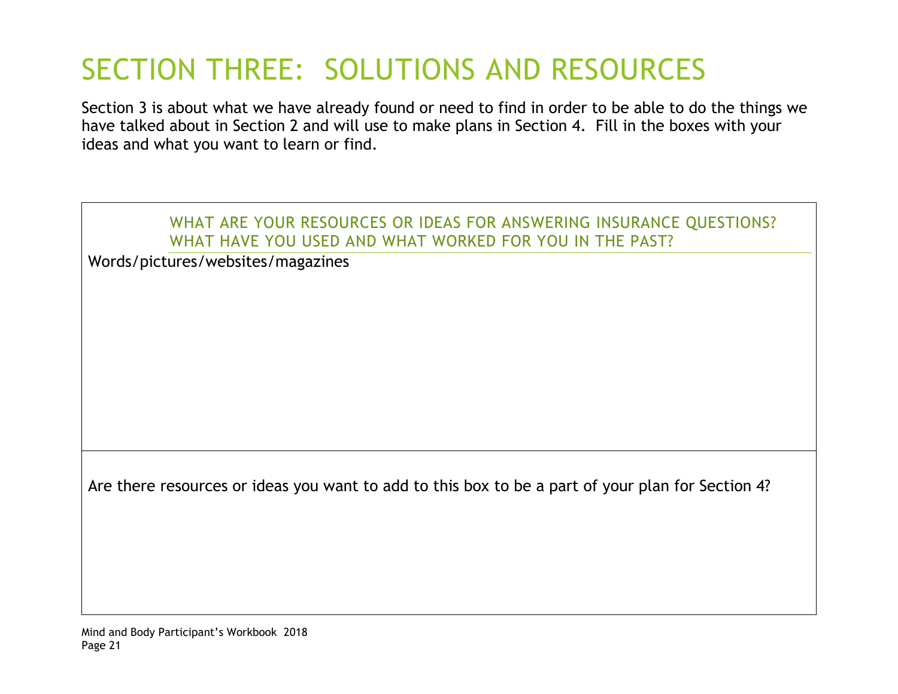# SECTION THREE: SOLUTIONS AND RESOURCES

Section 3 is about what we have already found or need to find in order to be able to do the things we have talked about in Section 2 and will use to make plans in Section 4. Fill in the boxes with your ideas and what you want to learn or find.

### WHAT ARE YOUR RESOURCES OR IDEAS FOR ANSWERING INSURANCE QUESTIONS? WHAT HAVE YOU USED AND WHAT WORKED FOR YOU IN THE PAST?

Words/pictures/websites/magazines

Are there resources or ideas you want to add to this box to be a part of your plan for Section 4?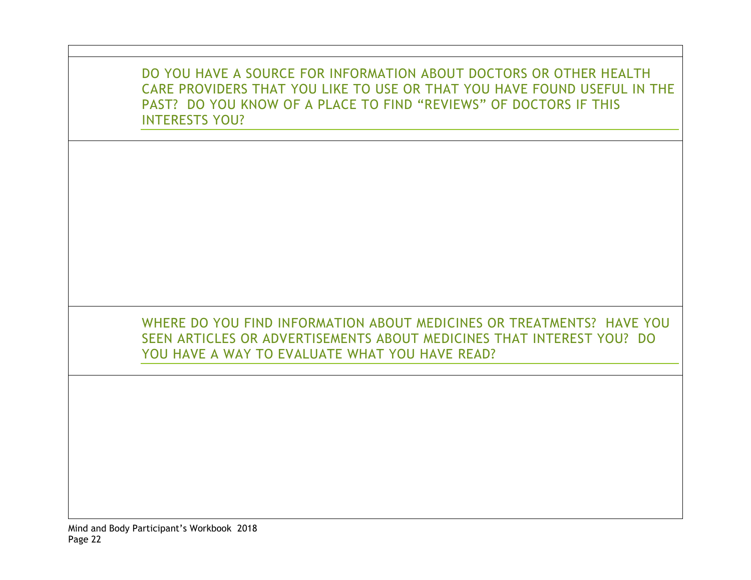DO YOU HAVE A SOURCE FOR INFORMATION ABOUT DOCTORS OR OTHER HEALTH CARE PROVIDERS THAT YOU LIKE TO USE OR THAT YOU HAVE FOUND USEFUL IN THE PAST? DO YOU KNOW OF A PLACE TO FIND "REVIEWS" OF DOCTORS IF THIS INTERESTS YOU?

WHERE DO YOU FIND INFORMATION ABOUT MEDICINES OR TREATMENTS? HAVE YOU SEEN ARTICLES OR ADVERTISEMENTS ABOUT MEDICINES THAT INTEREST YOU? DO YOU HAVE A WAY TO EVALUATE WHAT YOU HAVE READ?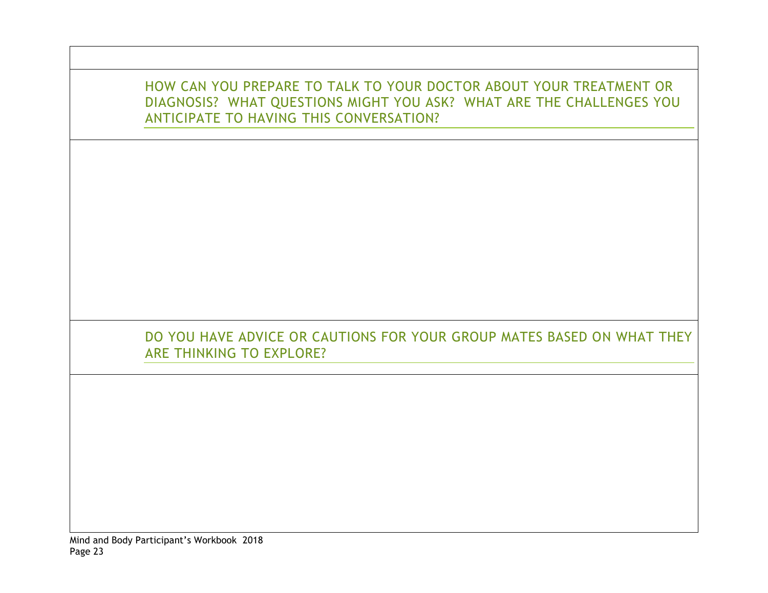HOW CAN YOU PREPARE TO TALK TO YOUR DOCTOR ABOUT YOUR TREATMENT OR DIAGNOSIS? WHAT QUESTIONS MIGHT YOU ASK? WHAT ARE THE CHALLENGES YOU ANTICIPATE TO HAVING THIS CONVERSATION?

DO YOU HAVE ADVICE OR CAUTIONS FOR YOUR GROUP MATES BASED ON WHAT THEY ARE THINKING TO EXPLORE?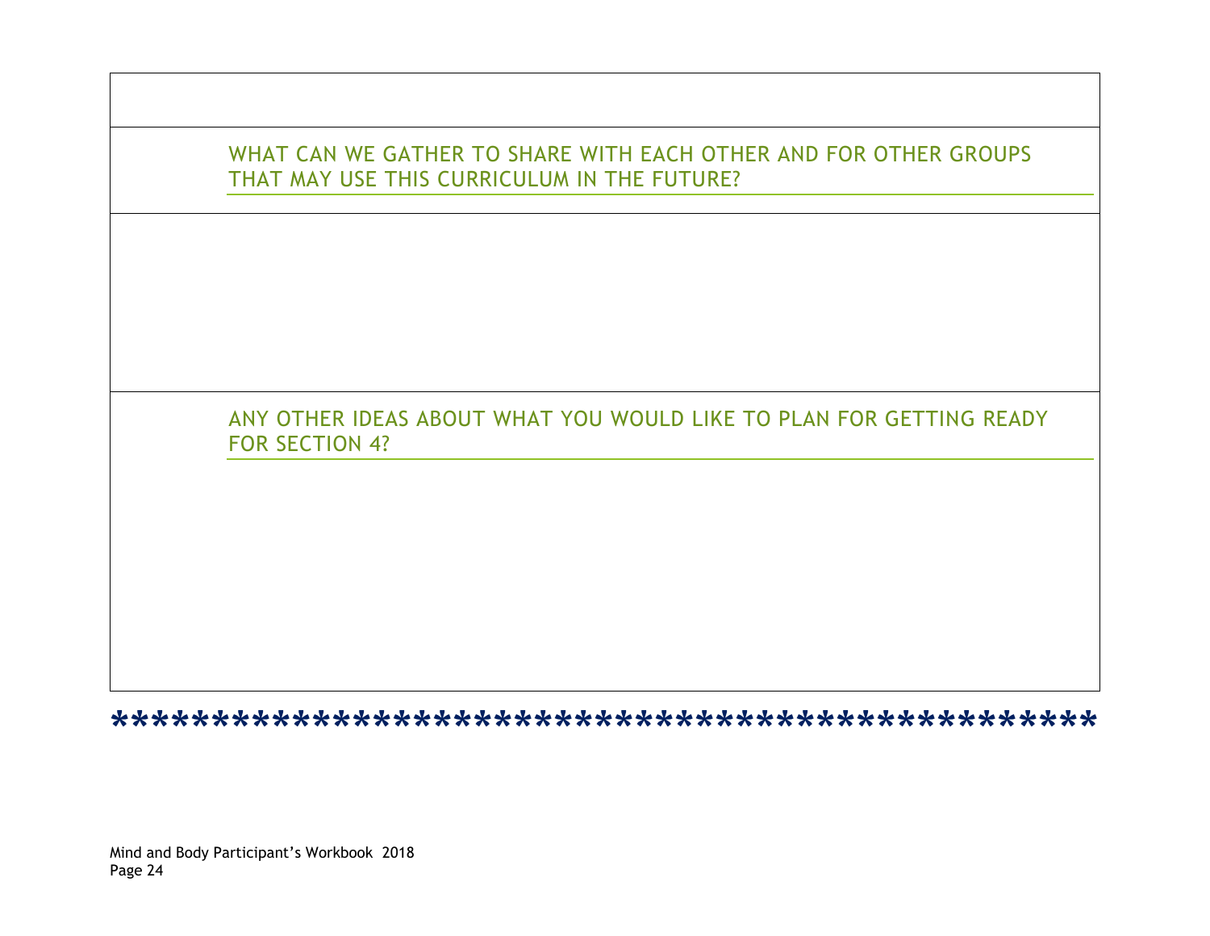WHAT CAN WE GATHER TO SHARE WITH EACH OTHER AND FOR OTHER GROUPS THAT MAY USE THIS CURRICULUM IN THE FUTURE?

ANY OTHER IDEAS ABOUT WHAT YOU WOULD LIKE TO PLAN FOR GETTING READY FOR SECTION 4?

*************************************************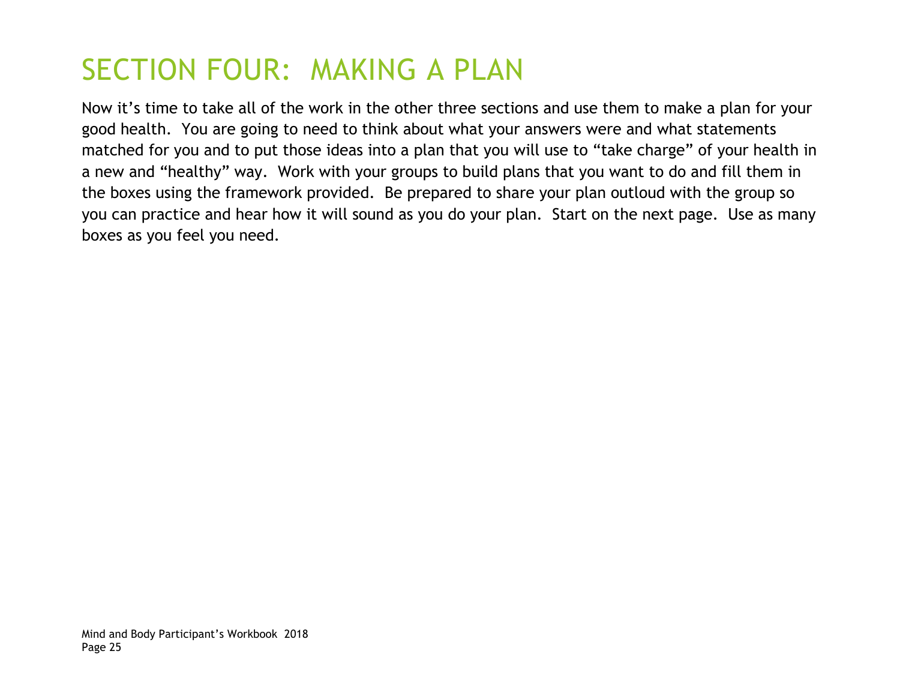# SECTION FOUR: MAKING A PLAN

Now it's time to take all of the work in the other three sections and use them to make a plan for your good health. You are going to need to think about what your answers were and what statements matched for you and to put those ideas into a plan that you will use to "take charge" of your health in a new and "healthy" way. Work with your groups to build plans that you want to do and fill them in the boxes using the framework provided. Be prepared to share your plan outloud with the group so you can practice and hear how it will sound as you do your plan. Start on the next page. Use as many boxes as you feel you need.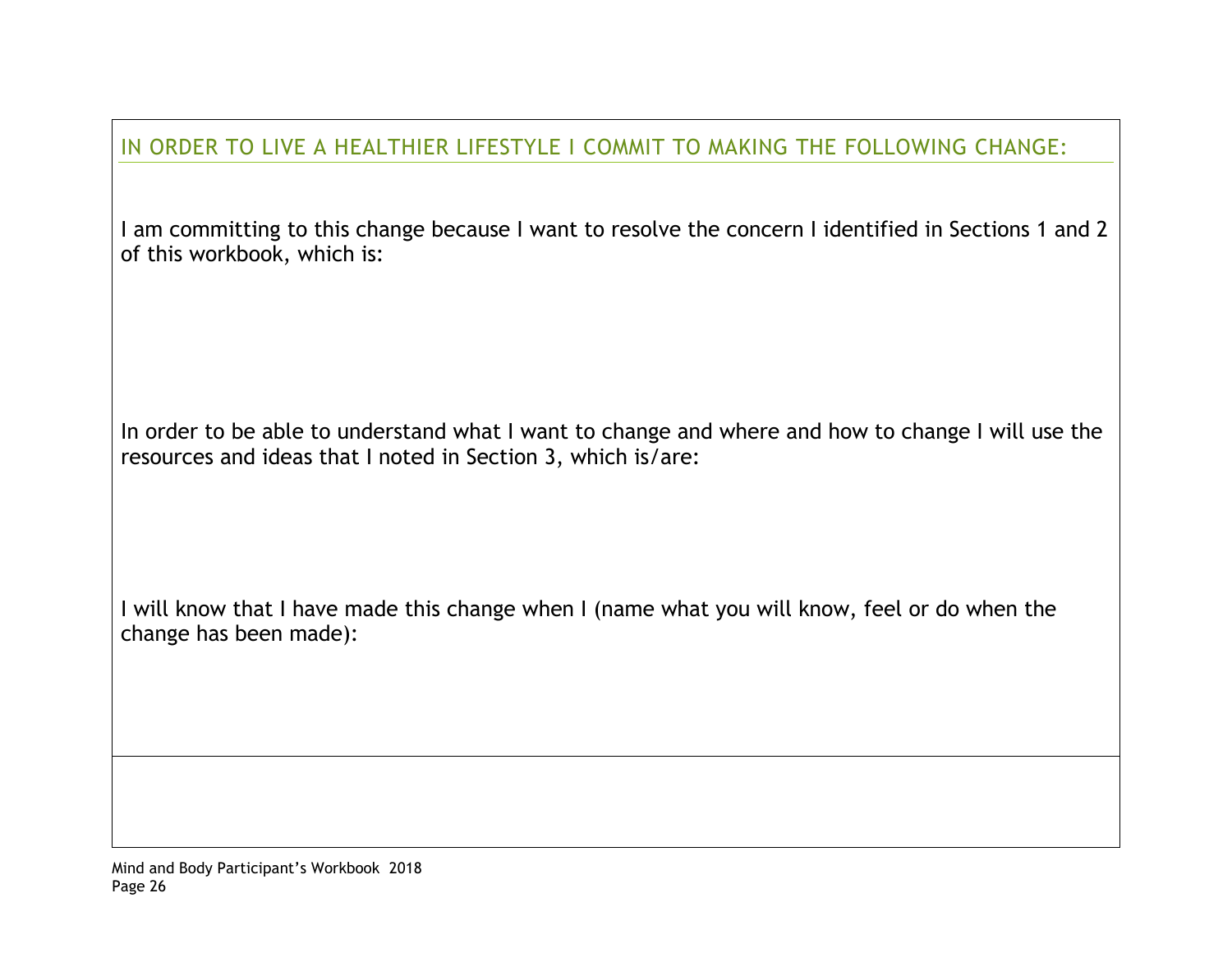## IN ORDER TO LIVE A HEALTHIER LIFESTYLE I COMMIT TO MAKING THE FOLLOWING CHANGE:

I am committing to this change because I want to resolve the concern I identified in Sections 1 and 2 of this workbook, which is:

In order to be able to understand what I want to change and where and how to change I will use the resources and ideas that I noted in Section 3, which is/are:

I will know that I have made this change when I (name what you will know, feel or do when the change has been made):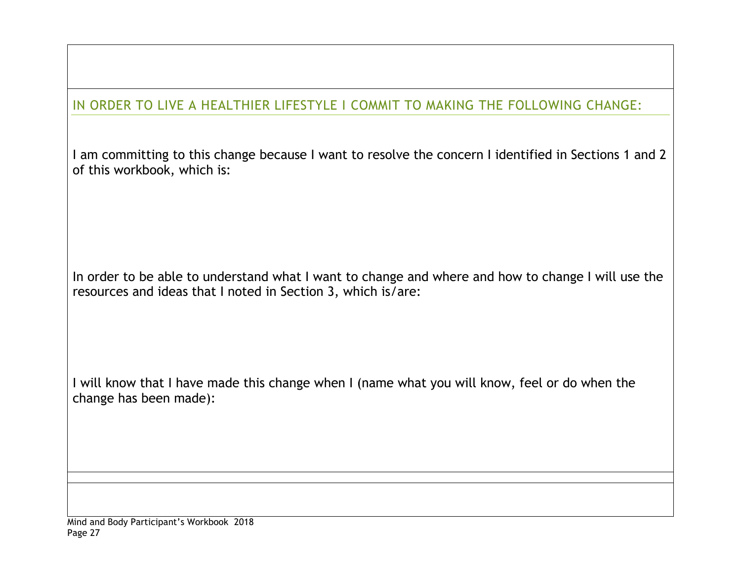## IN ORDER TO LIVE A HEALTHIER LIFESTYLE I COMMIT TO MAKING THE FOLLOWING CHANGE:

I am committing to this change because I want to resolve the concern I identified in Sections 1 and 2 of this workbook, which is:

In order to be able to understand what I want to change and where and how to change I will use the resources and ideas that I noted in Section 3, which is/are:

I will know that I have made this change when I (name what you will know, feel or do when the change has been made):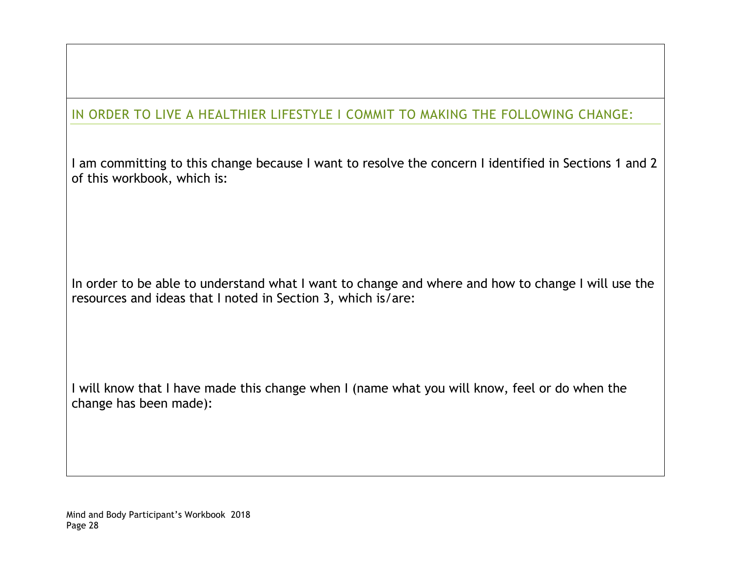## IN ORDER TO LIVE A HEALTHIER LIFESTYLE I COMMIT TO MAKING THE FOLLOWING CHANGE:

I am committing to this change because I want to resolve the concern I identified in Sections 1 and 2 of this workbook, which is:

In order to be able to understand what I want to change and where and how to change I will use the resources and ideas that I noted in Section 3, which is/are:

I will know that I have made this change when I (name what you will know, feel or do when the change has been made):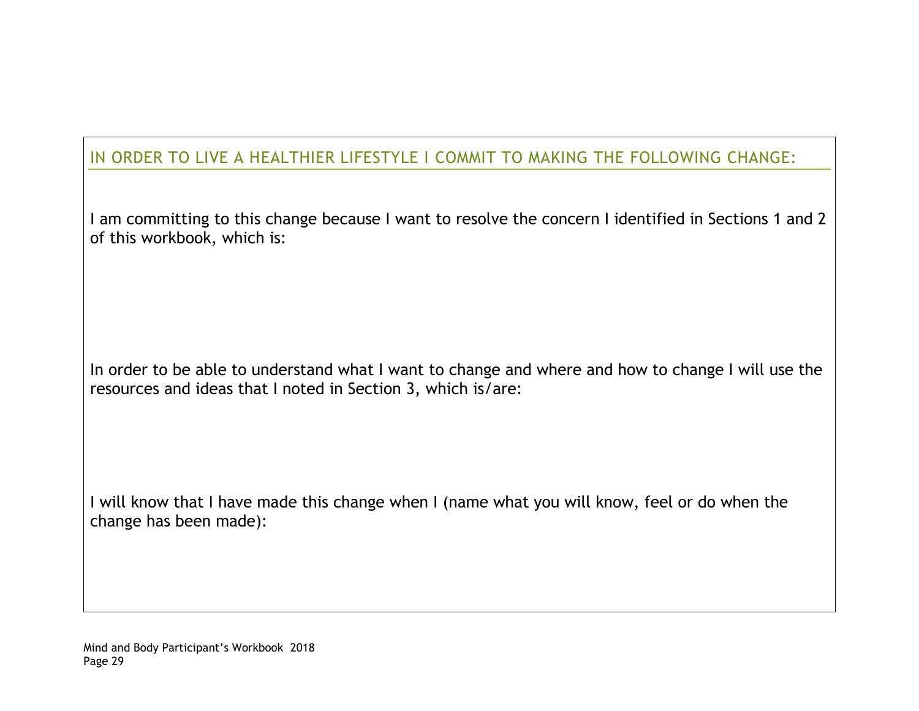## IN ORDER TO LIVE A HEALTHIER LIFESTYLE I COMMIT TO MAKING THE FOLLOWING CHANGE:

I am committing to this change because I want to resolve the concern I identified in Sections 1 and 2 of this workbook, which is:

In order to be able to understand what I want to change and where and how to change I will use the resources and ideas that I noted in Section 3, which is/are:

I will know that I have made this change when I (name what you will know, feel or do when the change has been made):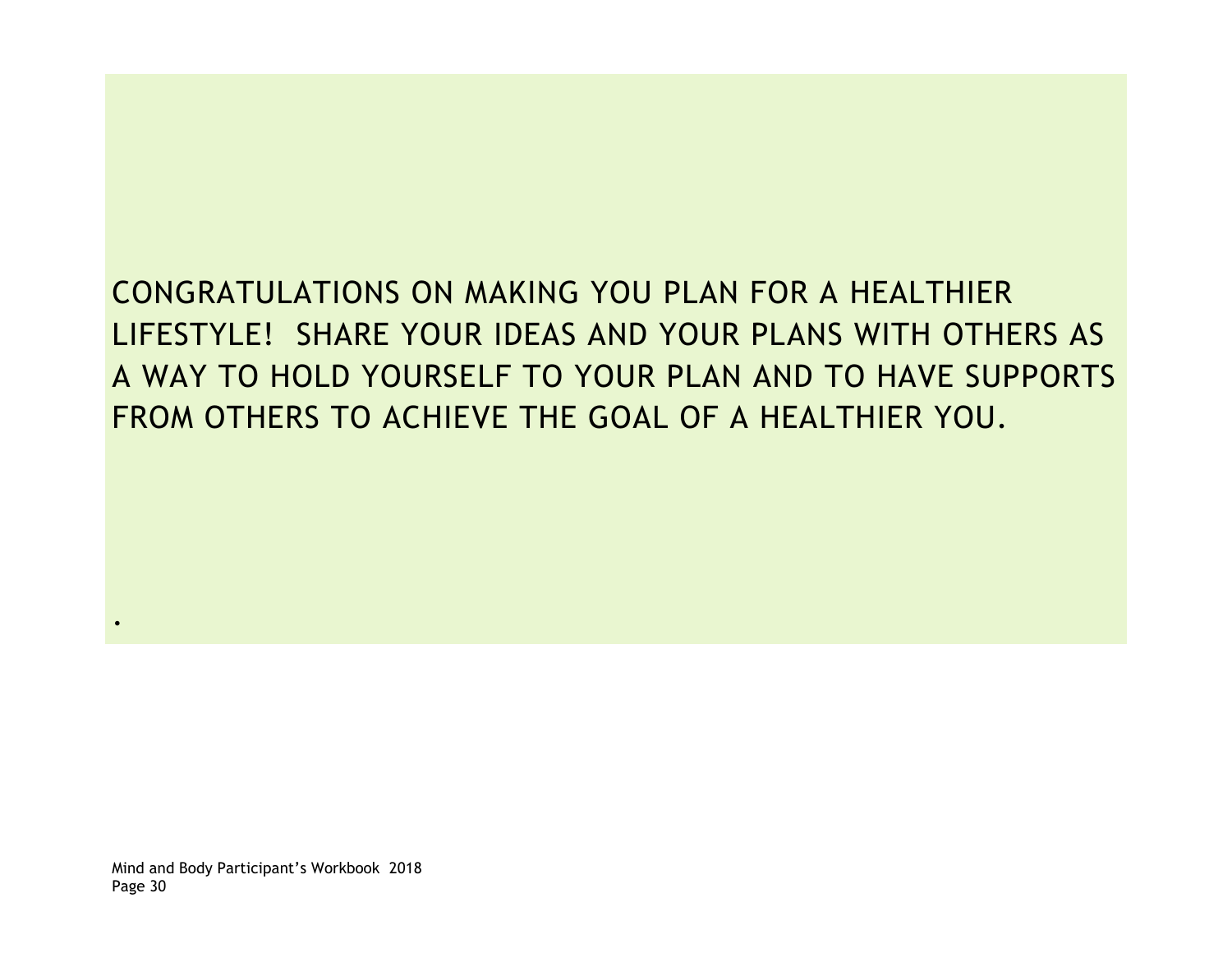CONGRATULATIONS ON MAKING YOU PLAN FOR A HEALTHIER LIFESTYLE! SHARE YOUR IDEAS AND YOUR PLANS WITH OTHERS AS A WAY TO HOLD YOURSELF TO YOUR PLAN AND TO HAVE SUPPORTS FROM OTHERS TO ACHIEVE THE GOAL OF A HEALTHIER YOU.

.